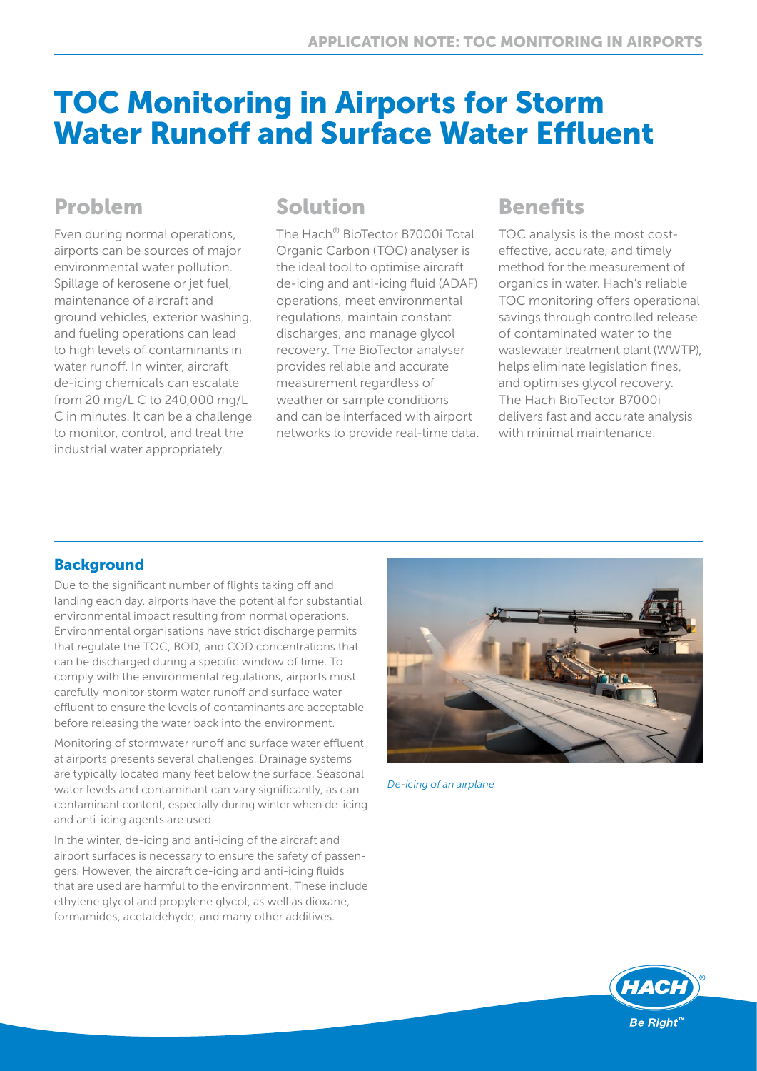# TOC Monitoring in Airports for Storm Water Runoff and Surface Water Effluent

## Problem

Even during normal operations, airports can be sources of major environmental water pollution. Spillage of kerosene or jet fuel, maintenance of aircraft and ground vehicles, exterior washing, and fueling operations can lead to high levels of contaminants in water runoff. In winter, aircraft de-icing chemicals can escalate from 20 mg/L C to 240,000 mg/L C in minutes. It can be a challenge to monitor, control, and treat the industrial water appropriately.

## Solution

The Hach® BioTector B7000i Total Organic Carbon (TOC) analyser is the ideal tool to optimise aircraft de-icing and anti-icing fluid (ADAF) operations, meet environmental regulations, maintain constant discharges, and manage glycol recovery. The BioTector analyser provides reliable and accurate measurement regardless of weather or sample conditions and can be interfaced with airport networks to provide real-time data.

## Benefits

TOC analysis is the most cost-effective, accurate, and timely method for the measurement of organics in water. Hach's reliable TOC monitoring offers operational savings through controlled release of contaminated water to the wastewater treatment plant (WWTP), helps eliminate legislation fines, and optimises glycol recovery. The Hach BioTector B7000i delivers fast and accurate analysis with minimal maintenance.

### Background

Due to the significant number of flights taking off and landing each day, airports have the potential for substantial environmental impact resulting from normal operations. Environmental organisations have strict discharge permits that regulate the TOC, BOD, and COD concentrations that can be discharged during a specific window of time. To comply with the environmental regulations, airports must carefully monitor storm water runoff and surface water effluent to ensure the levels of contaminants are acceptable before releasing the water back into the environment.

Monitoring of stormwater runoff and surface water effluent at airports presents several challenges. Drainage systems are typically located many feet below the surface. Seasonal water levels and contaminant can vary significantly, as can contaminant content, especially during winter when de-icing and anti-icing agents are used.

In the winter, de-icing and anti-icing of the aircraft and airport surfaces is necessary to ensure the safety of passengers. However, the aircraft de-icing and anti-icing fluids that are used are harmful to the environment. These include ethylene glycol and propylene glycol, as well as dioxane, formamides, acetaldehyde, and many other additives.

*De-icing of an airplane*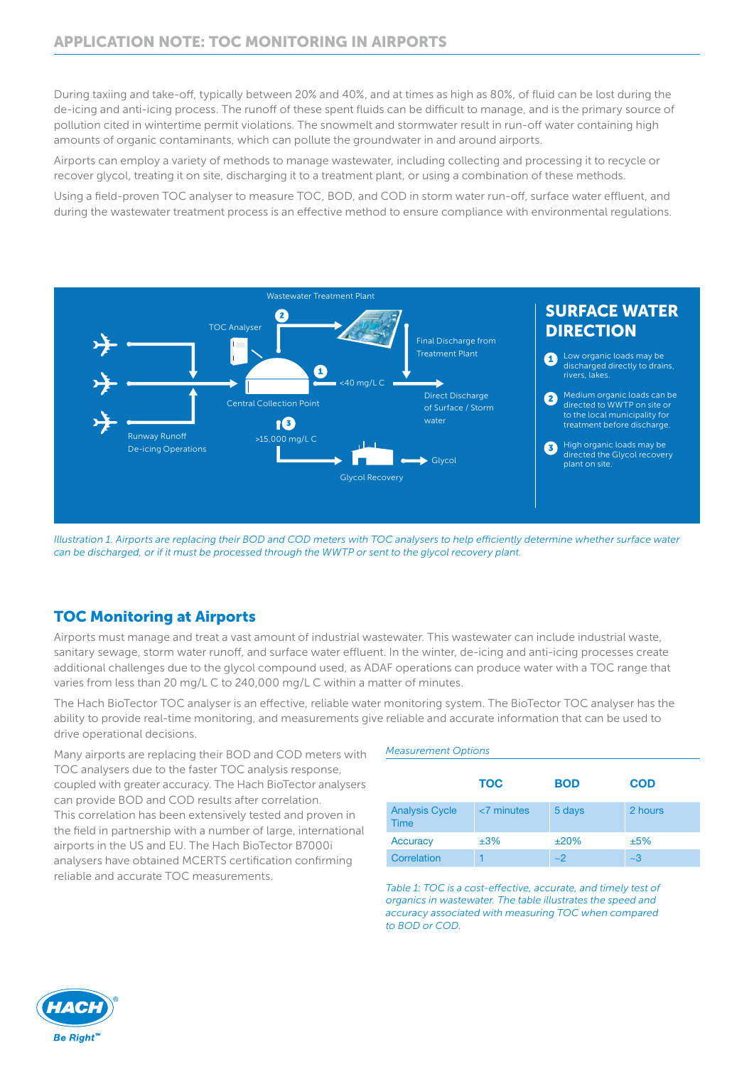During taxiing and take-off, typically between 20% and 40%, and at times as high as 80%, of fluid can be lost during the de-icing and anti-icing process. The runoff of these spent fluids can be difficult to manage, and is the primary source of pollution cited in wintertime permit violations. The snowmelt and stormwater result in run-off water containing high amounts of organic contaminants, which can pollute the groundwater in and around airports.

Airports can employ a variety of methods to manage wastewater, including collecting and processing it to recycle or recover glycol, treating it on site, discharging it to a treatment plant, or using a combination of these methods.

Using a field-proven TOC analyser to measure TOC, BOD, and COD in storm water run-off, surface water effluent, and during the wastewater treatment process is an effective method to ensure compliance with environmental regulations.

## SURFACE WATER DIRECTION

1. Low organic loads may be discharged directly to drains, rivers, lakes.
2. Medium organic loads can be directed to WWTP on site or to the local municipality for treatment before discharge.
3. High organic loads may be directed the Glycol recovery plant on site.

*Illustration 1. Airports are replacing their BOD and COD meters with TOC analysers to help efficiently determine whether surface water can be discharged, or if it must be processed through the WWTP or sent to the glycol recovery plant.*

## TOC Monitoring at Airports

Airports must manage and treat a vast amount of industrial wastewater. This wastewater can include industrial waste, sanitary sewage, storm water runoff, and surface water effluent. In the winter, de-icing and anti-icing processes create additional challenges due to the glycol compound used, as ADAF operations can produce water with a TOC range that varies from less than 20 mg/L C to 240,000 mg/L C within a matter of minutes.

The Hach BioTector TOC analyser is an effective, reliable water monitoring system. The BioTector TOC analyser has the ability to provide real-time monitoring, and measurements give reliable and accurate information that can be used to drive operational decisions.

Many airports are replacing their BOD and COD meters with TOC analysers due to the faster TOC analysis response, coupled with greater accuracy. The Hach BioTector analysers can provide BOD and COD results after correlation. This correlation has been extensively tested and proven in the field in partnership with a number of large, international airports in the US and EU. The Hach BioTector B7000i analysers have obtained MCERTS certification confirming reliable and accurate TOC measurements.

*Measurement Options*

| | TOC | BOD | COD |
|---|---|---|---|
| Analysis Cycle Time | <7 minutes | 5 days | 2 hours |
| Accuracy | ±3% | ±20% | ±5% |
| Correlation | 1 | ~2 | ~3 |

*Table 1: TOC is a cost-effective, accurate, and timely test of organics in wastewater. The table illustrates the speed and accuracy associated with measuring TOC when compared to BOD or COD.*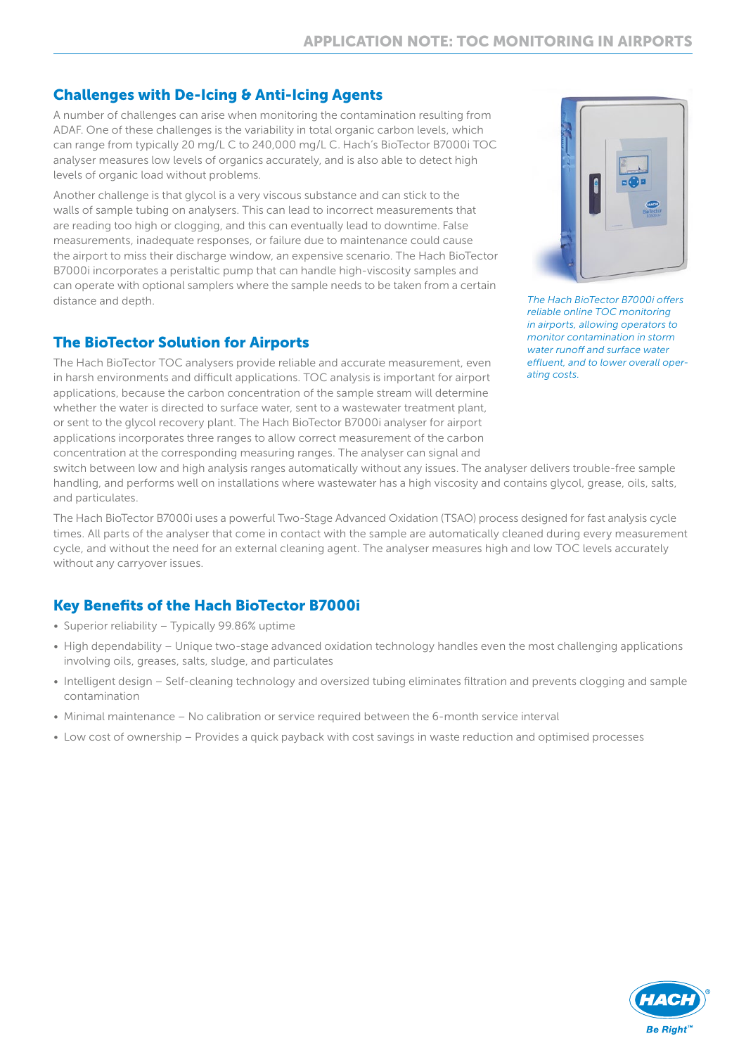## Challenges with De-Icing & Anti-Icing Agents

A number of challenges can arise when monitoring the contamination resulting from ADAF. One of these challenges is the variability in total organic carbon levels, which can range from typically 20 mg/L C to 240,000 mg/L C. Hach's BioTector B7000i TOC analyser measures low levels of organics accurately, and is also able to detect high levels of organic load without problems.

Another challenge is that glycol is a very viscous substance and can stick to the walls of sample tubing on analysers. This can lead to incorrect measurements that are reading too high or clogging, and this can eventually lead to downtime. False measurements, inadequate responses, or failure due to maintenance could cause the airport to miss their discharge window, an expensive scenario. The Hach BioTector B7000i incorporates a peristaltic pump that can handle high-viscosity samples and can operate with optional samplers where the sample needs to be taken from a certain distance and depth.

*The Hach BioTector B7000i offers reliable online TOC monitoring in airports, allowing operators to monitor contamination in storm water runoff and surface water effluent, and to lower overall operating costs.*

## The BioTector Solution for Airports

The Hach BioTector TOC analysers provide reliable and accurate measurement, even in harsh environments and difficult applications. TOC analysis is important for airport applications, because the carbon concentration of the sample stream will determine whether the water is directed to surface water, sent to a wastewater treatment plant, or sent to the glycol recovery plant. The Hach BioTector B7000i analyser for airport applications incorporates three ranges to allow correct measurement of the carbon concentration at the corresponding measuring ranges. The analyser can signal and switch between low and high analysis ranges automatically without any issues. The analyser delivers trouble-free sample handling, and performs well on installations where wastewater has a high viscosity and contains glycol, grease, oils, salts, and particulates.

The Hach BioTector B7000i uses a powerful Two-Stage Advanced Oxidation (TSAO) process designed for fast analysis cycle times. All parts of the analyser that come in contact with the sample are automatically cleaned during every measurement cycle, and without the need for an external cleaning agent. The analyser measures high and low TOC levels accurately without any carryover issues.

## Key Benefits of the Hach BioTector B7000i

- Superior reliability – Typically 99.86% uptime
- High dependability – Unique two-stage advanced oxidation technology handles even the most challenging applications involving oils, greases, salts, sludge, and particulates
- Intelligent design – Self-cleaning technology and oversized tubing eliminates filtration and prevents clogging and sample contamination
- Minimal maintenance – No calibration or service required between the 6-month service interval
- Low cost of ownership – Provides a quick payback with cost savings in waste reduction and optimised processes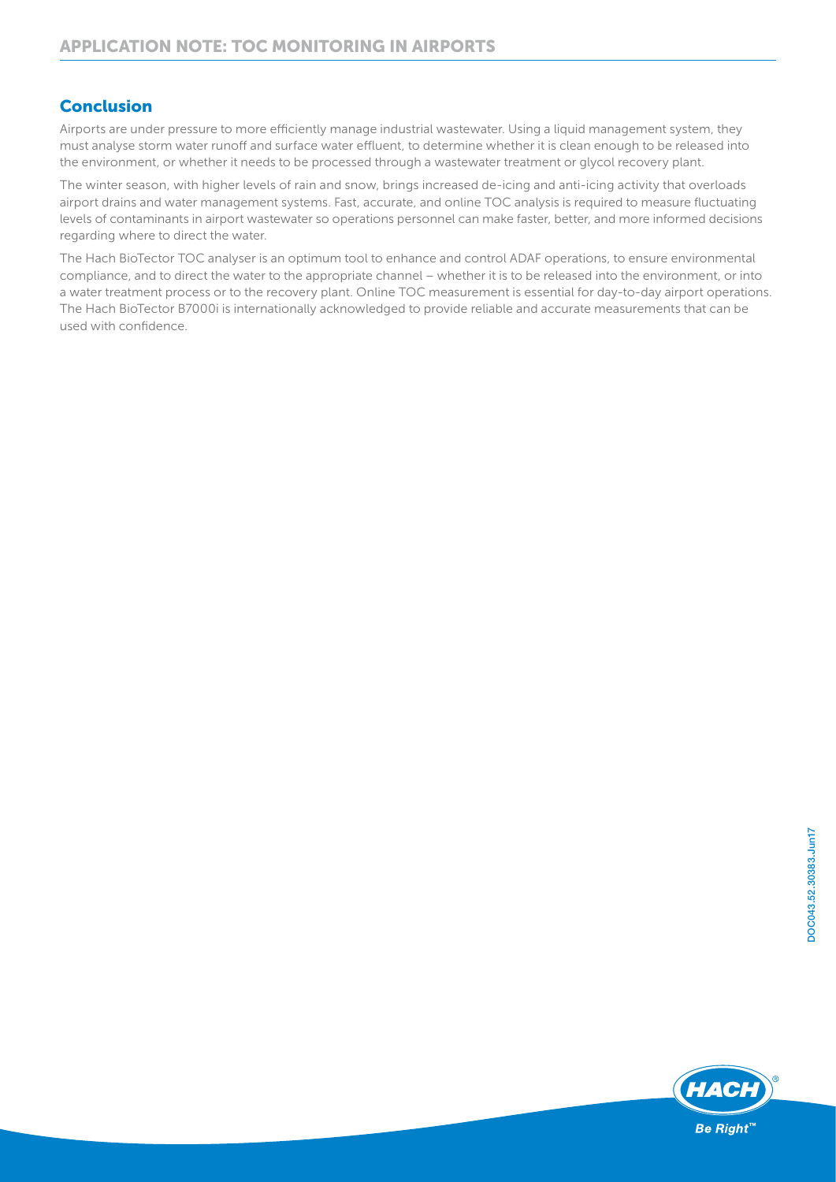## Conclusion

Airports are under pressure to more efficiently manage industrial wastewater. Using a liquid management system, they must analyse storm water runoff and surface water effluent, to determine whether it is clean enough to be released into the environment, or whether it needs to be processed through a wastewater treatment or glycol recovery plant.

The winter season, with higher levels of rain and snow, brings increased de-icing and anti-icing activity that overloads airport drains and water management systems. Fast, accurate, and online TOC analysis is required to measure fluctuating levels of contaminants in airport wastewater so operations personnel can make faster, better, and more informed decisions regarding where to direct the water.

The Hach BioTector TOC analyser is an optimum tool to enhance and control ADAF operations, to ensure environmental compliance, and to direct the water to the appropriate channel – whether it is to be released into the environment, or into a water treatment process or to the recovery plant. Online TOC measurement is essential for day-to-day airport operations. The Hach BioTector B7000i is internationally acknowledged to provide reliable and accurate measurements that can be used with confidence.

DOC043.52.30383.Jun17